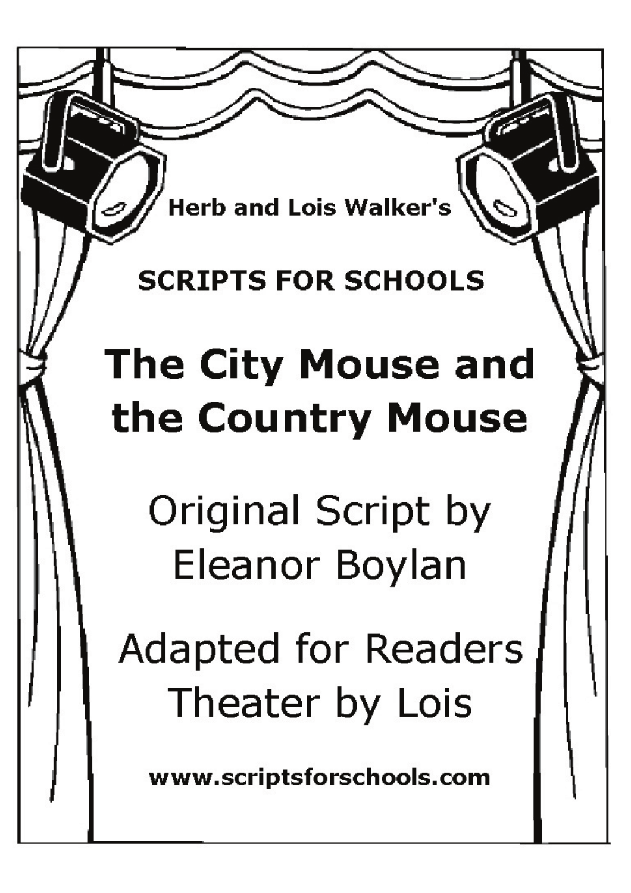Herb and Lois Walker's

**SCRIPTS FOR SCHOOLS**

# The City Mouse and the Country Mouse

Original Script by Eleanor Boylan

Adapted for Readers Theater by Lois

**www.scriptsforschools.com**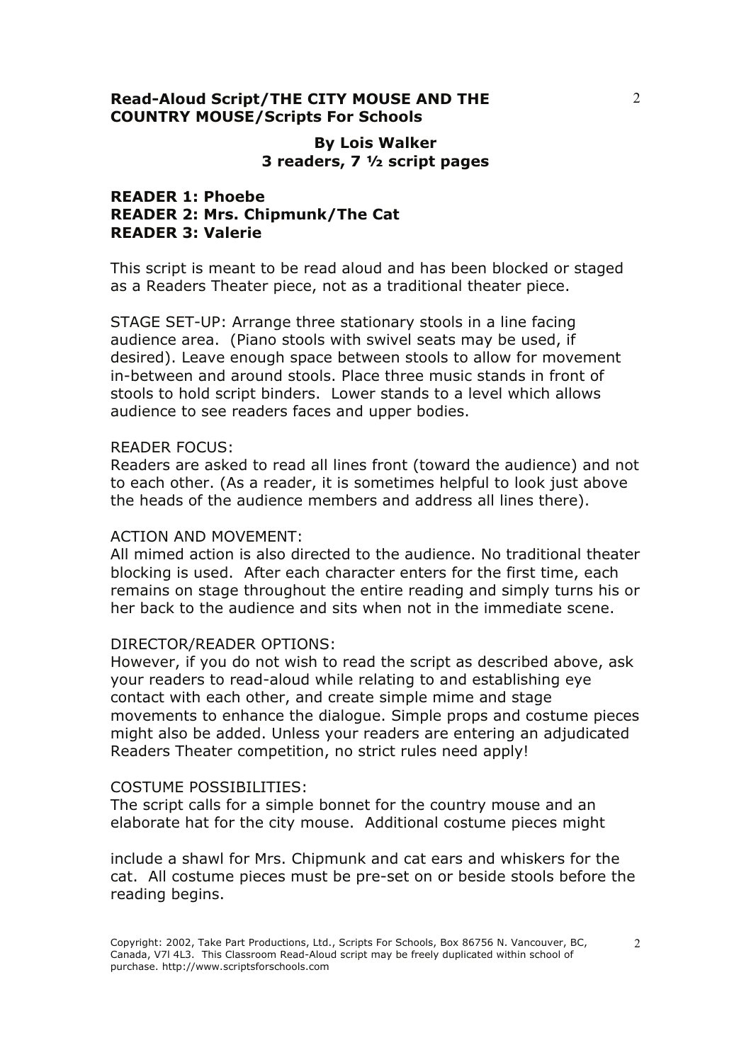**Read-Aloud Script/THE CITY MOUSE AND THE COUNTRY MOUSE/Scripts For Schools**

**By Lois Walker**
**3 readers, 7 ½ script pages**

**READER 1: Phoebe**
**READER 2: Mrs. Chipmunk/The Cat**
**READER 3: Valerie**

This script is meant to be read aloud and has been blocked or staged as a Readers Theater piece, not as a traditional theater piece.

STAGE SET-UP: Arrange three stationary stools in a line facing audience area. (Piano stools with swivel seats may be used, if desired). Leave enough space between stools to allow for movement in-between and around stools. Place three music stands in front of stools to hold script binders. Lower stands to a level which allows audience to see readers faces and upper bodies.

READER FOCUS:
Readers are asked to read all lines front (toward the audience) and not to each other. (As a reader, it is sometimes helpful to look just above the heads of the audience members and address all lines there).

ACTION AND MOVEMENT:
All mimed action is also directed to the audience. No traditional theater blocking is used. After each character enters for the first time, each remains on stage throughout the entire reading and simply turns his or her back to the audience and sits when not in the immediate scene.

DIRECTOR/READER OPTIONS:
However, if you do not wish to read the script as described above, ask your readers to read-aloud while relating to and establishing eye contact with each other, and create simple mime and stage movements to enhance the dialogue. Simple props and costume pieces might also be added. Unless your readers are entering an adjudicated Readers Theater competition, no strict rules need apply!

COSTUME POSSIBILITIES:
The script calls for a simple bonnet for the country mouse and an elaborate hat for the city mouse. Additional costume pieces might include a shawl for Mrs. Chipmunk and cat ears and whiskers for the cat. All costume pieces must be pre-set on or beside stools before the reading begins.

Copyright: 2002, Take Part Productions, Ltd., Scripts For Schools, Box 86756 N. Vancouver, BC, Canada, V7l 4L3. This Classroom Read-Aloud script may be freely duplicated within school of purchase. http://www.scriptsforschools.com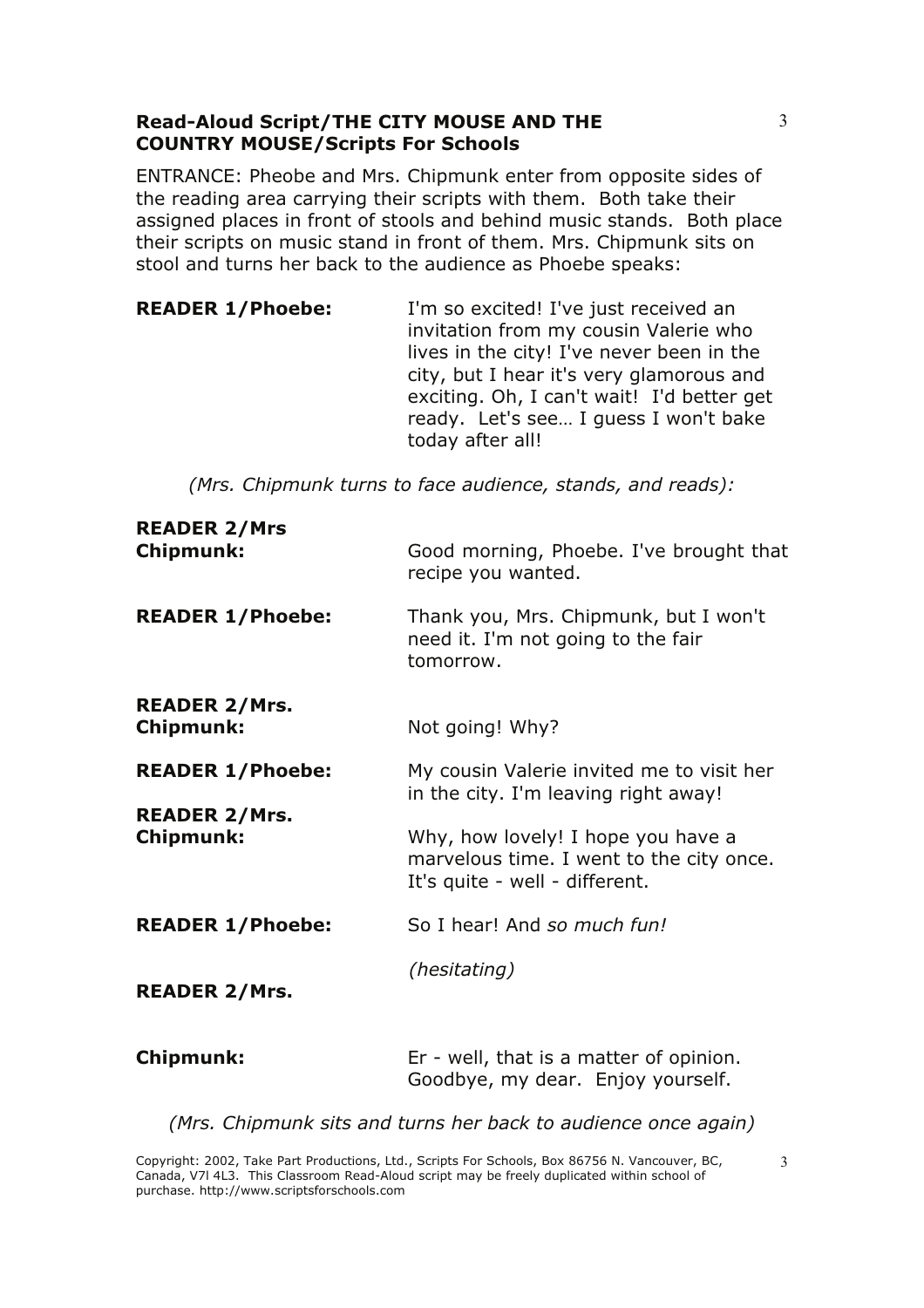**Read-Aloud Script/THE CITY MOUSE AND THE COUNTRY MOUSE/Scripts For Schools**

ENTRANCE: Pheobe and Mrs. Chipmunk enter from opposite sides of the reading area carrying their scripts with them. Both take their assigned places in front of stools and behind music stands. Both place their scripts on music stand in front of them. Mrs. Chipmunk sits on stool and turns her back to the audience as Phoebe speaks:

**READER 1/Phoebe:** I'm so excited! I've just received an invitation from my cousin Valerie who lives in the city! I've never been in the city, but I hear it's very glamorous and exciting. Oh, I can't wait! I'd better get ready. Let's see… I guess I won't bake today after all!

*(Mrs. Chipmunk turns to face audience, stands, and reads):*

**READER 2/Mrs Chipmunk:** Good morning, Phoebe. I've brought that recipe you wanted.

**READER 1/Phoebe:** Thank you, Mrs. Chipmunk, but I won't need it. I'm not going to the fair tomorrow.

**READER 2/Mrs. Chipmunk:** Not going! Why?

**READER 1/Phoebe:** My cousin Valerie invited me to visit her in the city. I'm leaving right away!

**READER 2/Mrs. Chipmunk:** Why, how lovely! I hope you have a marvelous time. I went to the city once. It's quite - well - different.

**READER 1/Phoebe:** So I hear! And *so much fun!*

**READER 2/Mrs. Chipmunk:** *(hesitating)* Er - well, that is a matter of opinion. Goodbye, my dear. Enjoy yourself.

*(Mrs. Chipmunk sits and turns her back to audience once again)*

Copyright: 2002, Take Part Productions, Ltd., Scripts For Schools, Box 86756 N. Vancouver, BC, Canada, V7l 4L3. This Classroom Read-Aloud script may be freely duplicated within school of purchase. http://www.scriptsforschools.com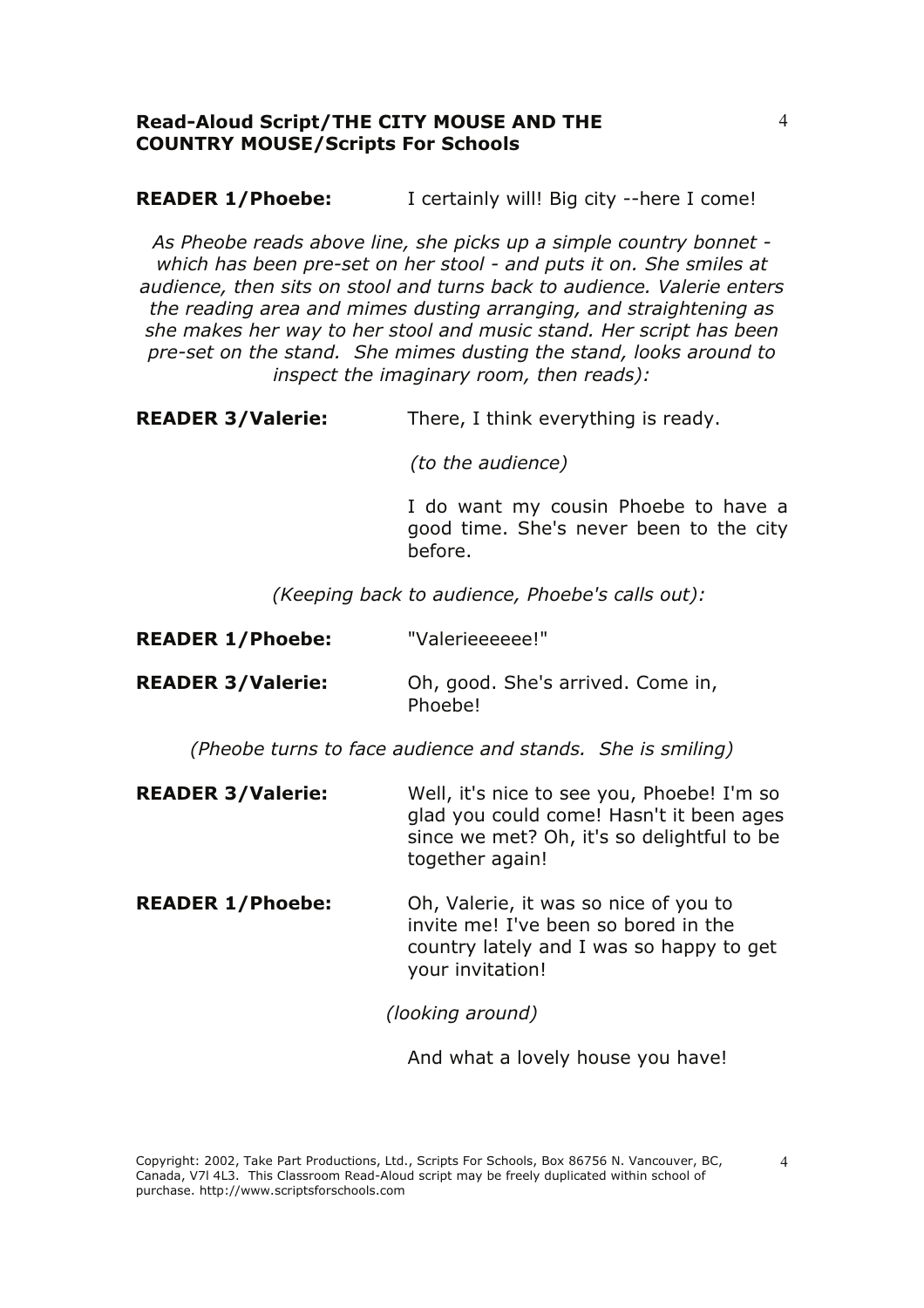**READER 1/Phoebe:** I certainly will! Big city --here I come!

*As Pheobe reads above line, she picks up a simple country bonnet - which has been pre-set on her stool - and puts it on. She smiles at audience, then sits on stool and turns back to audience. Valerie enters the reading area and mimes dusting arranging, and straightening as she makes her way to her stool and music stand. Her script has been pre-set on the stand. She mimes dusting the stand, looks around to inspect the imaginary room, then reads):*

**READER 3/Valerie:** There, I think everything is ready.

*(to the audience)*

I do want my cousin Phoebe to have a good time. She's never been to the city before.

*(Keeping back to audience, Phoebe's calls out):*

**READER 1/Phoebe:** "Valerieeeeee!"

**READER 3/Valerie:** Oh, good. She's arrived. Come in, Phoebe!

*(Pheobe turns to face audience and stands. She is smiling)*

**READER 3/Valerie:** Well, it's nice to see you, Phoebe! I'm so glad you could come! Hasn't it been ages since we met? Oh, it's so delightful to be together again!

**READER 1/Phoebe:** Oh, Valerie, it was so nice of you to invite me! I've been so bored in the country lately and I was so happy to get your invitation!

*(looking around)*

And what a lovely house you have!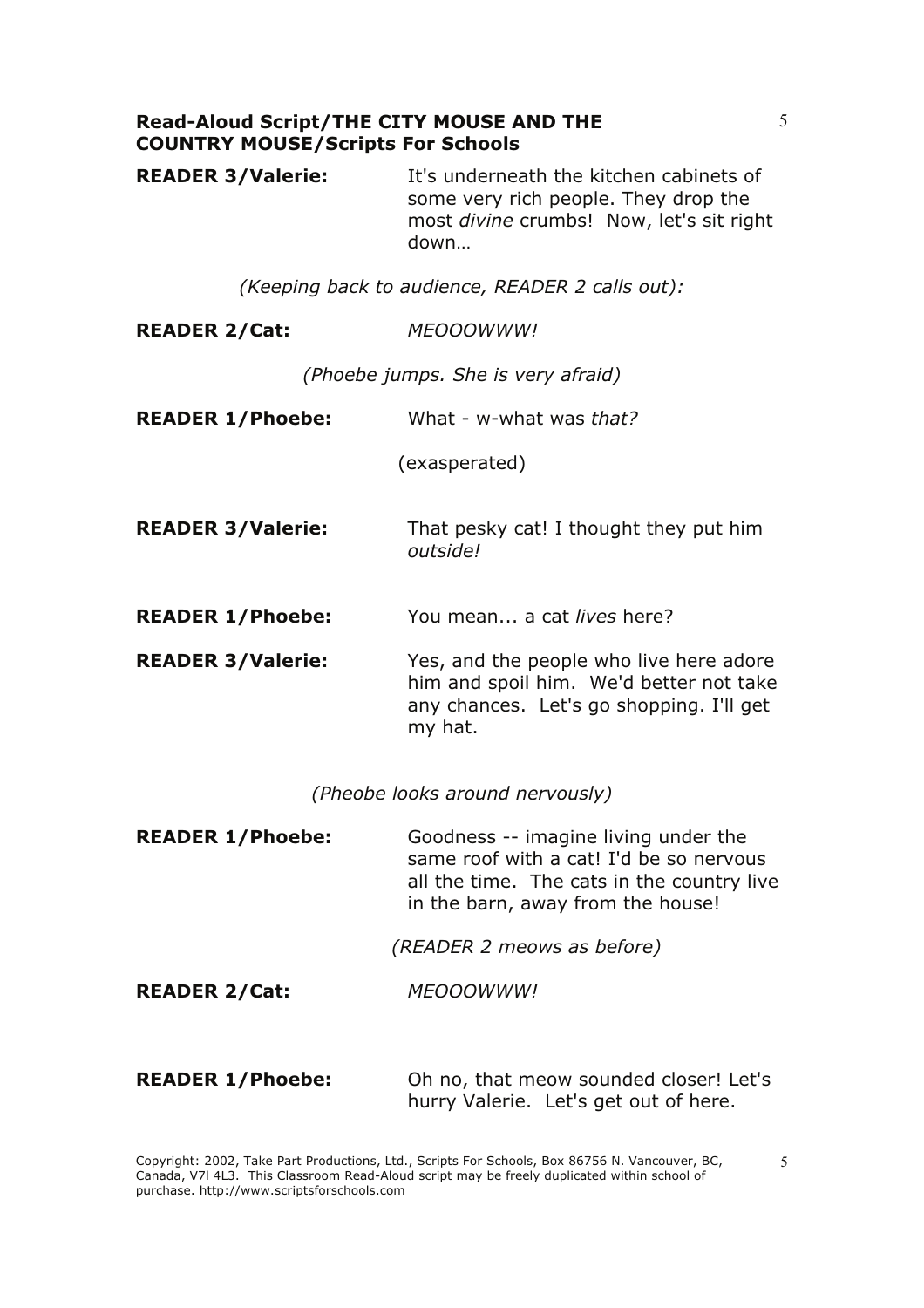**READER 3/Valerie:** It's underneath the kitchen cabinets of some very rich people. They drop the most *divine* crumbs! Now, let's sit right down…

*(Keeping back to audience, READER 2 calls out):*

**READER 2/Cat:** *MEOOOWWW!*

*(Phoebe jumps. She is very afraid)*

**READER 1/Phoebe:** What - w-what was *that?*

(exasperated)

**READER 3/Valerie:** That pesky cat! I thought they put him *outside!*

**READER 1/Phoebe:** You mean... a cat *lives* here?

**READER 3/Valerie:** Yes, and the people who live here adore him and spoil him. We'd better not take any chances. Let's go shopping. I'll get my hat.

*(Pheobe looks around nervously)*

**READER 1/Phoebe:** Goodness -- imagine living under the same roof with a cat! I'd be so nervous all the time. The cats in the country live in the barn, away from the house!

*(READER 2 meows as before)*

**READER 2/Cat:** *MEOOOWWW!*

**READER 1/Phoebe:** Oh no, that meow sounded closer! Let's hurry Valerie. Let's get out of here.

Copyright: 2002, Take Part Productions, Ltd., Scripts For Schools, Box 86756 N. Vancouver, BC, Canada, V7l 4L3. This Classroom Read-Aloud script may be freely duplicated within school of purchase. http://www.scriptsforschools.com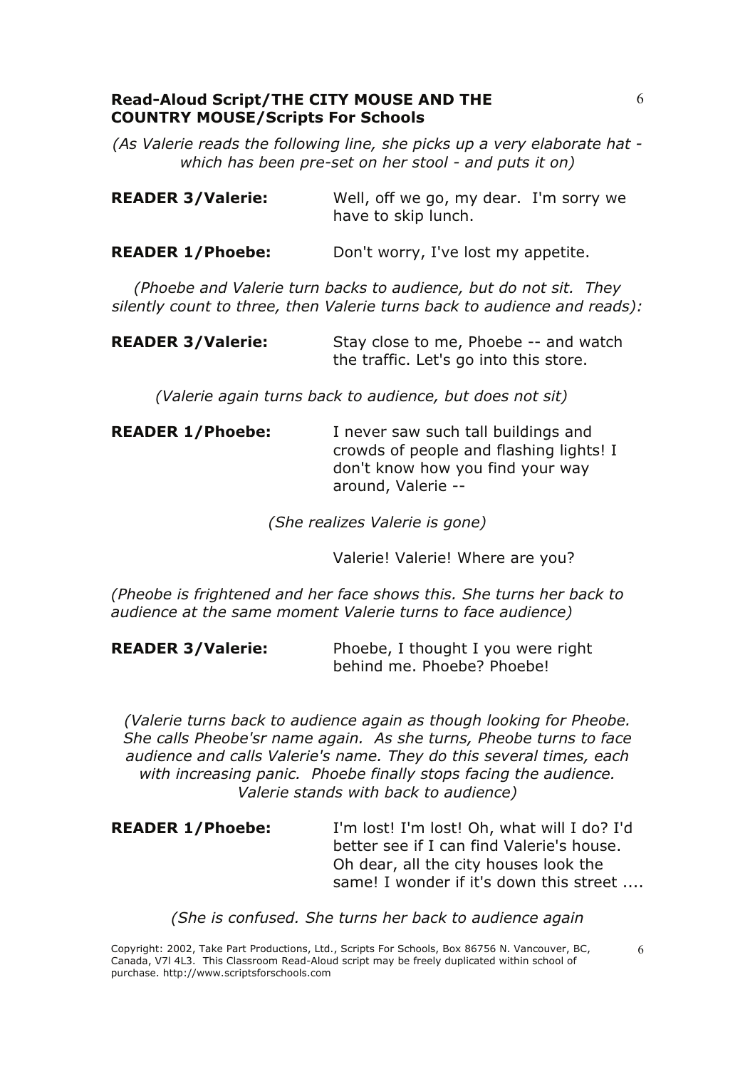*(As Valerie reads the following line, she picks up a very elaborate hat - which has been pre-set on her stool - and puts it on)*

**READER 3/Valerie:** Well, off we go, my dear. I'm sorry we have to skip lunch.

**READER 1/Phoebe:** Don't worry, I've lost my appetite.

*(Phoebe and Valerie turn backs to audience, but do not sit. They silently count to three, then Valerie turns back to audience and reads):*

**READER 3/Valerie:** Stay close to me, Phoebe -- and watch the traffic. Let's go into this store.

*(Valerie again turns back to audience, but does not sit)*

**READER 1/Phoebe:** I never saw such tall buildings and crowds of people and flashing lights! I don't know how you find your way around, Valerie --

*(She realizes Valerie is gone)*

Valerie! Valerie! Where are you?

*(Pheobe is frightened and her face shows this. She turns her back to audience at the same moment Valerie turns to face audience)*

**READER 3/Valerie:** Phoebe, I thought I you were right behind me. Phoebe? Phoebe!

*(Valerie turns back to audience again as though looking for Pheobe. She calls Pheobe'sr name again. As she turns, Pheobe turns to face audience and calls Valerie's name. They do this several times, each with increasing panic. Phoebe finally stops facing the audience. Valerie stands with back to audience)*

**READER 1/Phoebe:** I'm lost! I'm lost! Oh, what will I do? I'd better see if I can find Valerie's house. Oh dear, all the city houses look the same! I wonder if it's down this street ....

*(She is confused. She turns her back to audience again*

Copyright: 2002, Take Part Productions, Ltd., Scripts For Schools, Box 86756 N. Vancouver, BC, Canada, V7l 4L3. This Classroom Read-Aloud script may be freely duplicated within school of purchase. http://www.scriptsforschools.com